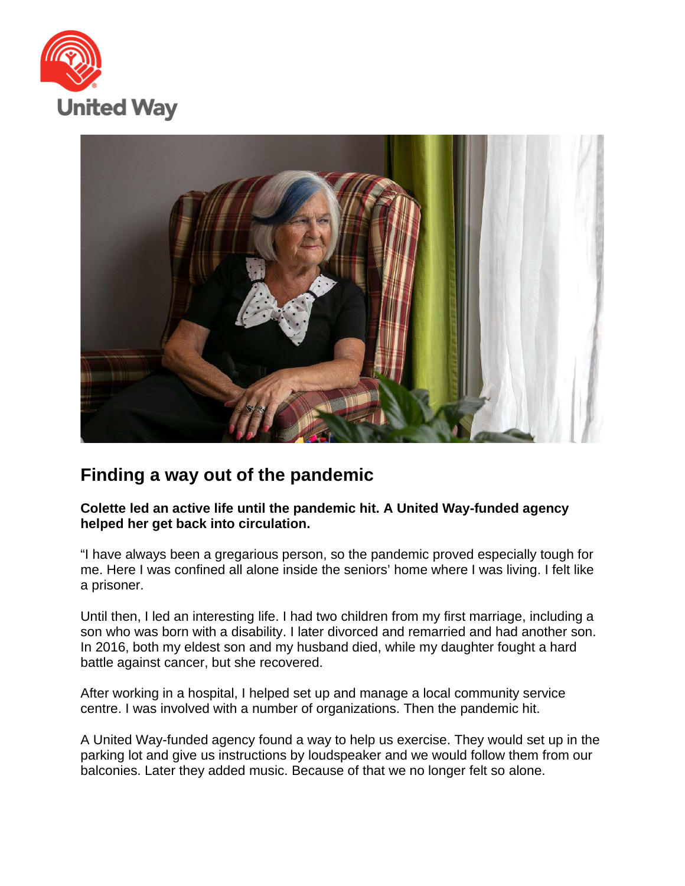United Way

# Finding a way out of the pandemic

**Colette led an active life until the pandemic hit. A United Way-funded agency helped her get back into circulation.**

“I have always been a gregarious person, so the pandemic proved especially tough for me. Here I was confined all alone inside the seniors’ home where I was living. I felt like a prisoner.

Until then, I led an interesting life. I had two children from my first marriage, including a son who was born with a disability. I later divorced and remarried and had another son. In 2016, both my eldest son and my husband died, while my daughter fought a hard battle against cancer, but she recovered.

After working in a hospital, I helped set up and manage a local community service centre. I was involved with a number of organizations. Then the pandemic hit.

A United Way-funded agency found a way to help us exercise. They would set up in the parking lot and give us instructions by loudspeaker and we would follow them from our balconies. Later they added music. Because of that we no longer felt so alone.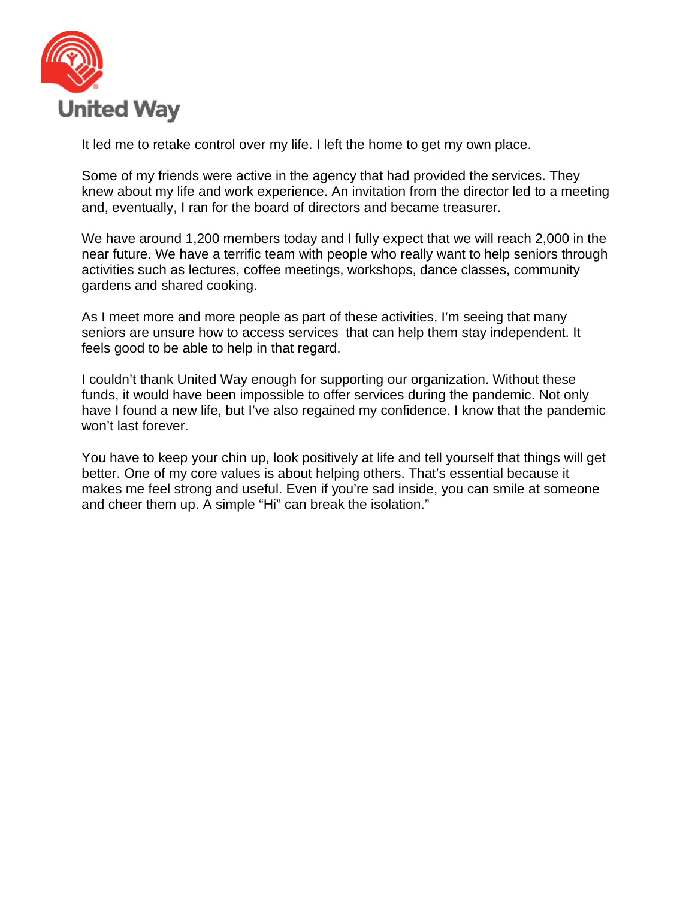It led me to retake control over my life. I left the home to get my own place.

Some of my friends were active in the agency that had provided the services. They knew about my life and work experience. An invitation from the director led to a meeting and, eventually, I ran for the board of directors and became treasurer.

We have around 1,200 members today and I fully expect that we will reach 2,000 in the near future. We have a terrific team with people who really want to help seniors through activities such as lectures, coffee meetings, workshops, dance classes, community gardens and shared cooking.

As I meet more and more people as part of these activities, I'm seeing that many seniors are unsure how to access services that can help them stay independent. It feels good to be able to help in that regard.

I couldn't thank United Way enough for supporting our organization. Without these funds, it would have been impossible to offer services during the pandemic. Not only have I found a new life, but I've also regained my confidence. I know that the pandemic won't last forever.

You have to keep your chin up, look positively at life and tell yourself that things will get better. One of my core values is about helping others. That's essential because it makes me feel strong and useful. Even if you're sad inside, you can smile at someone and cheer them up. A simple "Hi" can break the isolation."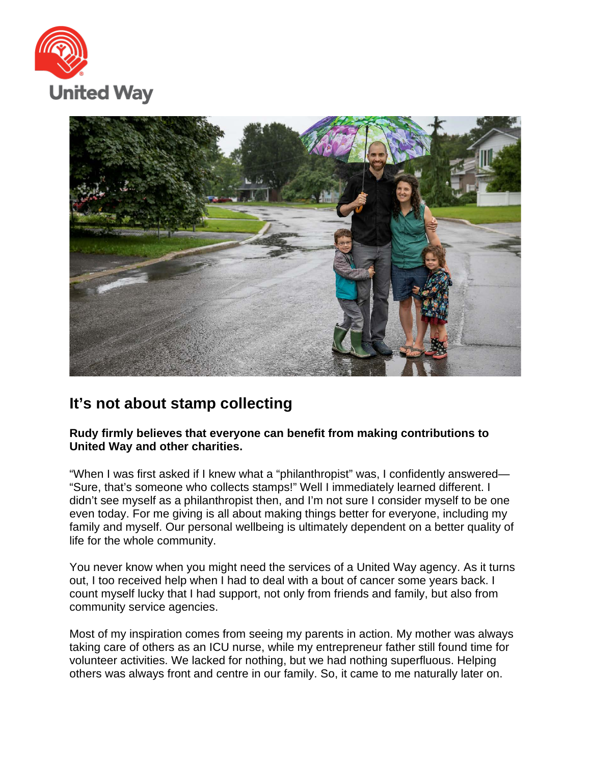## It’s not about stamp collecting

**Rudy firmly believes that everyone can benefit from making contributions to United Way and other charities.**

“When I was first asked if I knew what a “philanthropist” was, I confidently answered—“Sure, that’s someone who collects stamps!” Well I immediately learned different. I didn’t see myself as a philanthropist then, and I’m not sure I consider myself to be one even today. For me giving is all about making things better for everyone, including my family and myself. Our personal wellbeing is ultimately dependent on a better quality of life for the whole community.

You never know when you might need the services of a United Way agency. As it turns out, I too received help when I had to deal with a bout of cancer some years back. I count myself lucky that I had support, not only from friends and family, but also from community service agencies.

Most of my inspiration comes from seeing my parents in action. My mother was always taking care of others as an ICU nurse, while my entrepreneur father still found time for volunteer activities. We lacked for nothing, but we had nothing superfluous. Helping others was always front and centre in our family. So, it came to me naturally later on.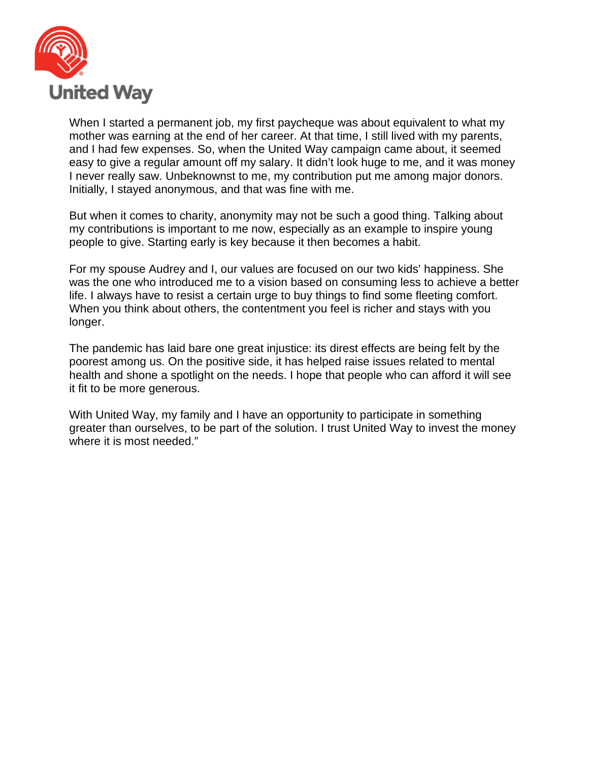United Way

When I started a permanent job, my first paycheque was about equivalent to what my mother was earning at the end of her career. At that time, I still lived with my parents, and I had few expenses. So, when the United Way campaign came about, it seemed easy to give a regular amount off my salary. It didn't look huge to me, and it was money I never really saw. Unbeknownst to me, my contribution put me among major donors. Initially, I stayed anonymous, and that was fine with me.

But when it comes to charity, anonymity may not be such a good thing. Talking about my contributions is important to me now, especially as an example to inspire young people to give. Starting early is key because it then becomes a habit.

For my spouse Audrey and I, our values are focused on our two kids' happiness. She was the one who introduced me to a vision based on consuming less to achieve a better life. I always have to resist a certain urge to buy things to find some fleeting comfort. When you think about others, the contentment you feel is richer and stays with you longer.

The pandemic has laid bare one great injustice: its direst effects are being felt by the poorest among us. On the positive side, it has helped raise issues related to mental health and shone a spotlight on the needs. I hope that people who can afford it will see it fit to be more generous.

With United Way, my family and I have an opportunity to participate in something greater than ourselves, to be part of the solution. I trust United Way to invest the money where it is most needed."